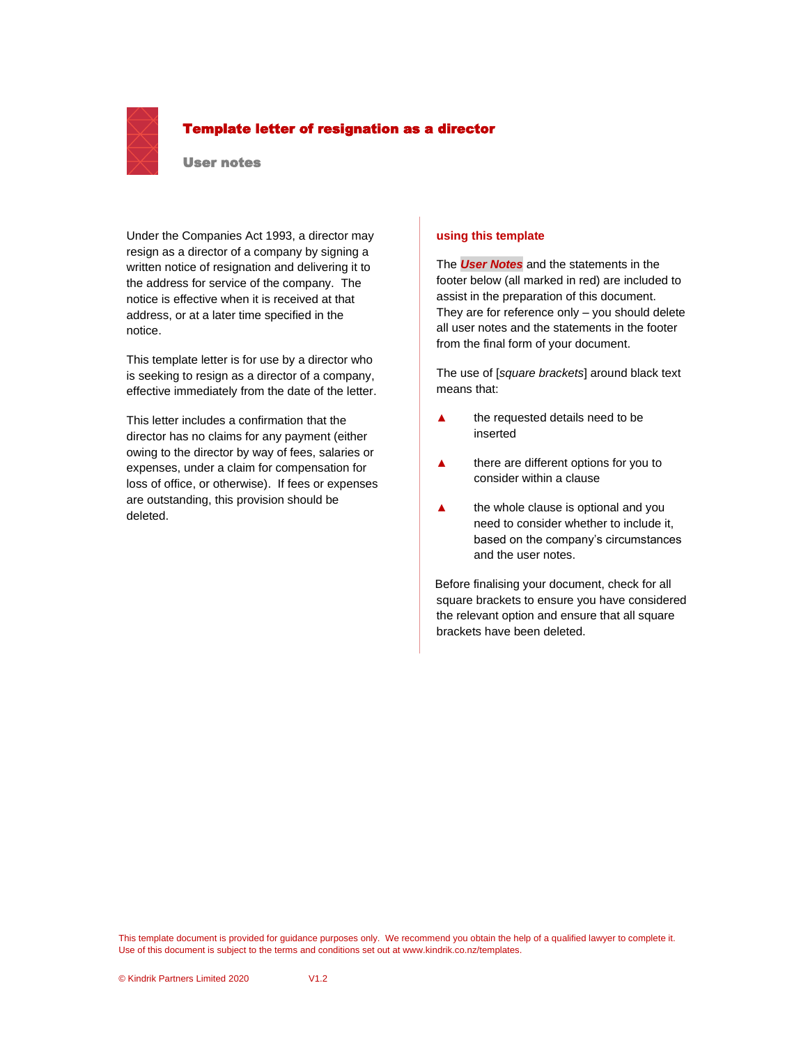# Template letter of resignation as a director

## User notes

Under the Companies Act 1993, a director may resign as a director of a company by signing a written notice of resignation and delivering it to the address for service of the company. The notice is effective when it is received at that address, or at a later time specified in the notice.

This template letter is for use by a director who is seeking to resign as a director of a company, effective immediately from the date of the letter.

This letter includes a confirmation that the director has no claims for any payment (either owing to the director by way of fees, salaries or expenses, under a claim for compensation for loss of office, or otherwise). If fees or expenses are outstanding, this provision should be deleted.

### using this template

The ***User Notes*** and the statements in the footer below (all marked in red) are included to assist in the preparation of this document. They are for reference only – you should delete all user notes and the statements in the footer from the final form of your document.

The use of [*square brackets*] around black text means that:

- the requested details need to be inserted
- there are different options for you to consider within a clause
- the whole clause is optional and you need to consider whether to include it, based on the company's circumstances and the user notes.

Before finalising your document, check for all square brackets to ensure you have considered the relevant option and ensure that all square brackets have been deleted.

This template document is provided for guidance purposes only. We recommend you obtain the help of a qualified lawyer to complete it. Use of this document is subject to the terms and conditions set out at www.kindrik.co.nz/templates.

© Kindrik Partners Limited 2020 V1.2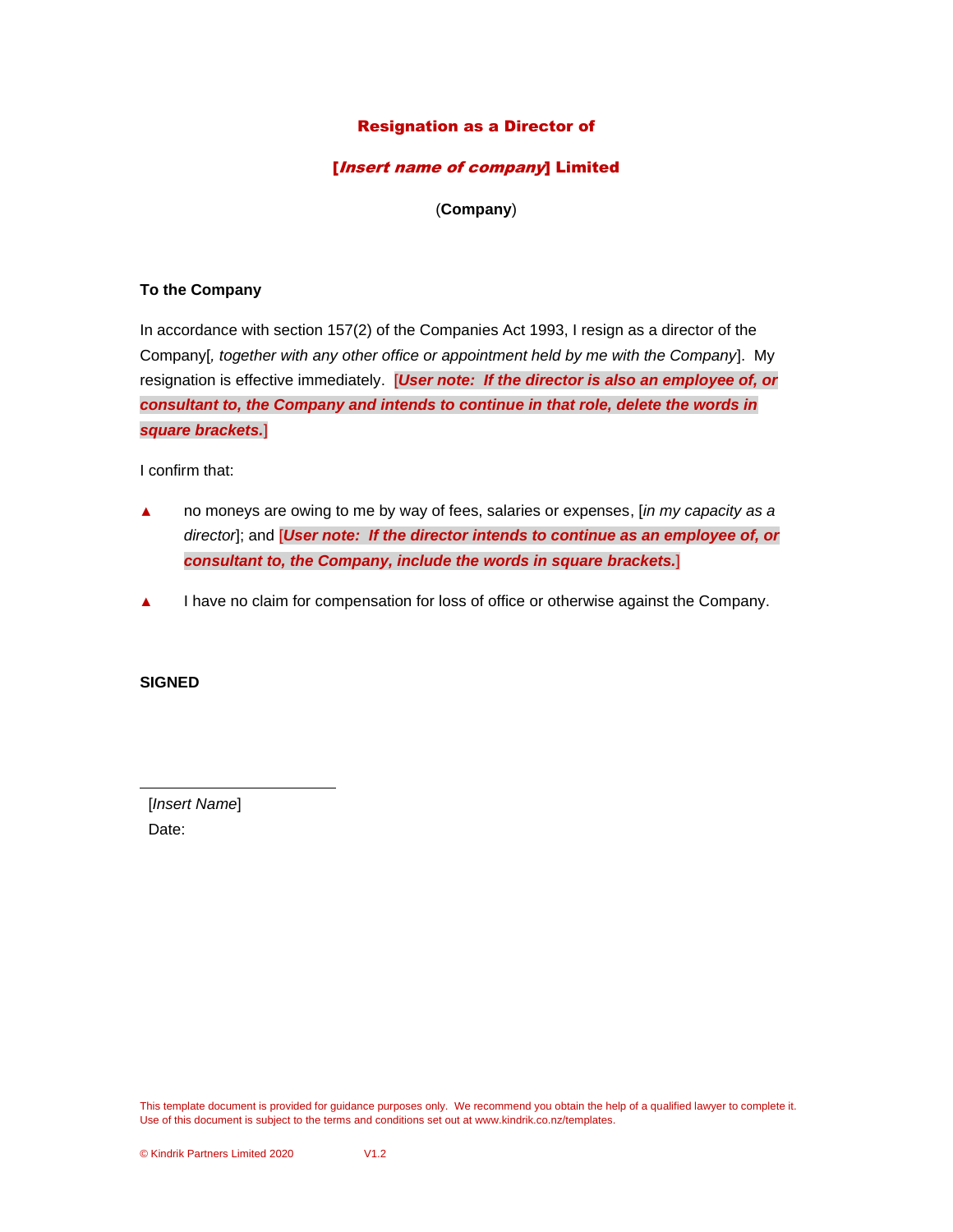# Resignation as a Director of

## [*Insert name of company*] Limited

(**Company**)

**To the Company**

In accordance with section 157(2) of the Companies Act 1993, I resign as a director of the Company[*, together with any other office or appointment held by me with the Company*]. My resignation is effective immediately. [***User note: If the director is also an employee of, or consultant to, the Company and intends to continue in that role, delete the words in square brackets.***]

I confirm that:

- no moneys are owing to me by way of fees, salaries or expenses, [*in my capacity as a director*]; and [***User note: If the director intends to continue as an employee of, or consultant to, the Company, include the words in square brackets.***]
- I have no claim for compensation for loss of office or otherwise against the Company.

**SIGNED**

\_\_\_\_\_\_\_\_\_\_\_\_\_\_\_\_\_\_\_\_\_\_\_\_\_\_

[*Insert Name*]

Date:

This template document is provided for guidance purposes only. We recommend you obtain the help of a qualified lawyer to complete it. Use of this document is subject to the terms and conditions set out at www.kindrik.co.nz/templates.

© Kindrik Partners Limited 2020 V1.2